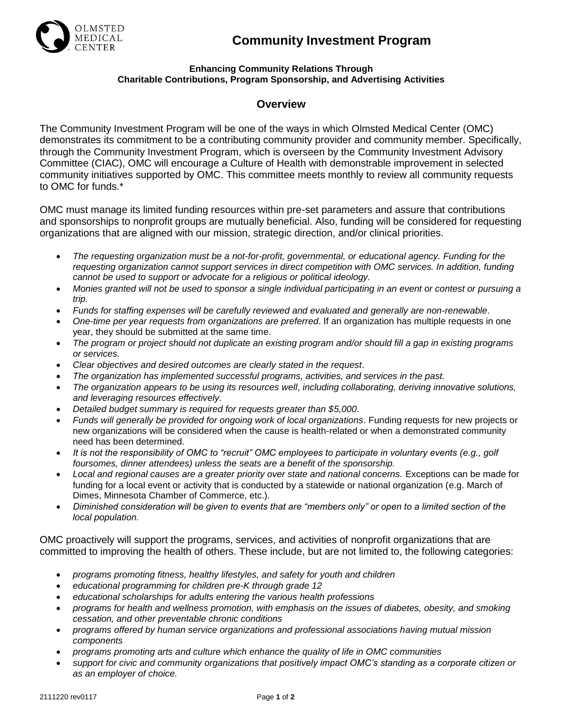OLMSTED MEDICAL CENTER

# Community Investment Program

**Enhancing Community Relations Through**
**Charitable Contributions, Program Sponsorship, and Advertising Activities**

## Overview

The Community Investment Program will be one of the ways in which Olmsted Medical Center (OMC) demonstrates its commitment to be a contributing community provider and community member. Specifically, through the Community Investment Program, which is overseen by the Community Investment Advisory Committee (CIAC), OMC will encourage a Culture of Health with demonstrable improvement in selected community initiatives supported by OMC. This committee meets monthly to review all community requests to OMC for funds.*

OMC must manage its limited funding resources within pre-set parameters and assure that contributions and sponsorships to nonprofit groups are mutually beneficial. Also, funding will be considered for requesting organizations that are aligned with our mission, strategic direction, and/or clinical priorities.

- *The requesting organization must be a not-for-profit, governmental, or educational agency. Funding for the requesting organization cannot support services in direct competition with OMC services. In addition, funding cannot be used to support or advocate for a religious or political ideology.*
- *Monies granted will not be used to sponsor a single individual participating in an event or contest or pursuing a trip.*
- *Funds for staffing expenses will be carefully reviewed and evaluated and generally are non-renewable*.
- *One-time per year requests from organizations are preferred*. If an organization has multiple requests in one year, they should be submitted at the same time.
- *The program or project should not duplicate an existing program and/or should fill a gap in existing programs or services.*
- *Clear objectives and desired outcomes are clearly stated in the request*.
- *The organization has implemented successful programs, activities, and services in the past.*
- *The organization appears to be using its resources well*, *including collaborating, deriving innovative solutions, and leveraging resources effectively.*
- *Detailed budget summary is required for requests greater than $5,000*.
- *Funds will generally be provided for ongoing work of local organizations*. Funding requests for new projects or new organizations will be considered when the cause is health-related or when a demonstrated community need has been determined.
- *It is not the responsibility of OMC to "recruit" OMC employees to participate in voluntary events (e.g., golf foursomes, dinner attendees) unless the seats are a benefit of the sponsorship.*
- *Local and regional causes are a greater priority over state and national concerns.* Exceptions can be made for funding for a local event or activity that is conducted by a statewide or national organization (e.g. March of Dimes, Minnesota Chamber of Commerce, etc.).
- *Diminished consideration will be given to events that are "members only" or open to a limited section of the local population.*

OMC proactively will support the programs, services, and activities of nonprofit organizations that are committed to improving the health of others. These include, but are not limited to, the following categories:

- *programs promoting fitness, healthy lifestyles, and safety for youth and children*
- *educational programming for children pre-K through grade 12*
- *educational scholarships for adults entering the various health professions*
- *programs for health and wellness promotion, with emphasis on the issues of diabetes, obesity, and smoking cessation, and other preventable chronic conditions*
- *programs offered by human service organizations and professional associations having mutual mission components*
- *programs promoting arts and culture which enhance the quality of life in OMC communities*
- *support for civic and community organizations that positively impact OMC's standing as a corporate citizen or as an employer of choice.*

2111220 rev0117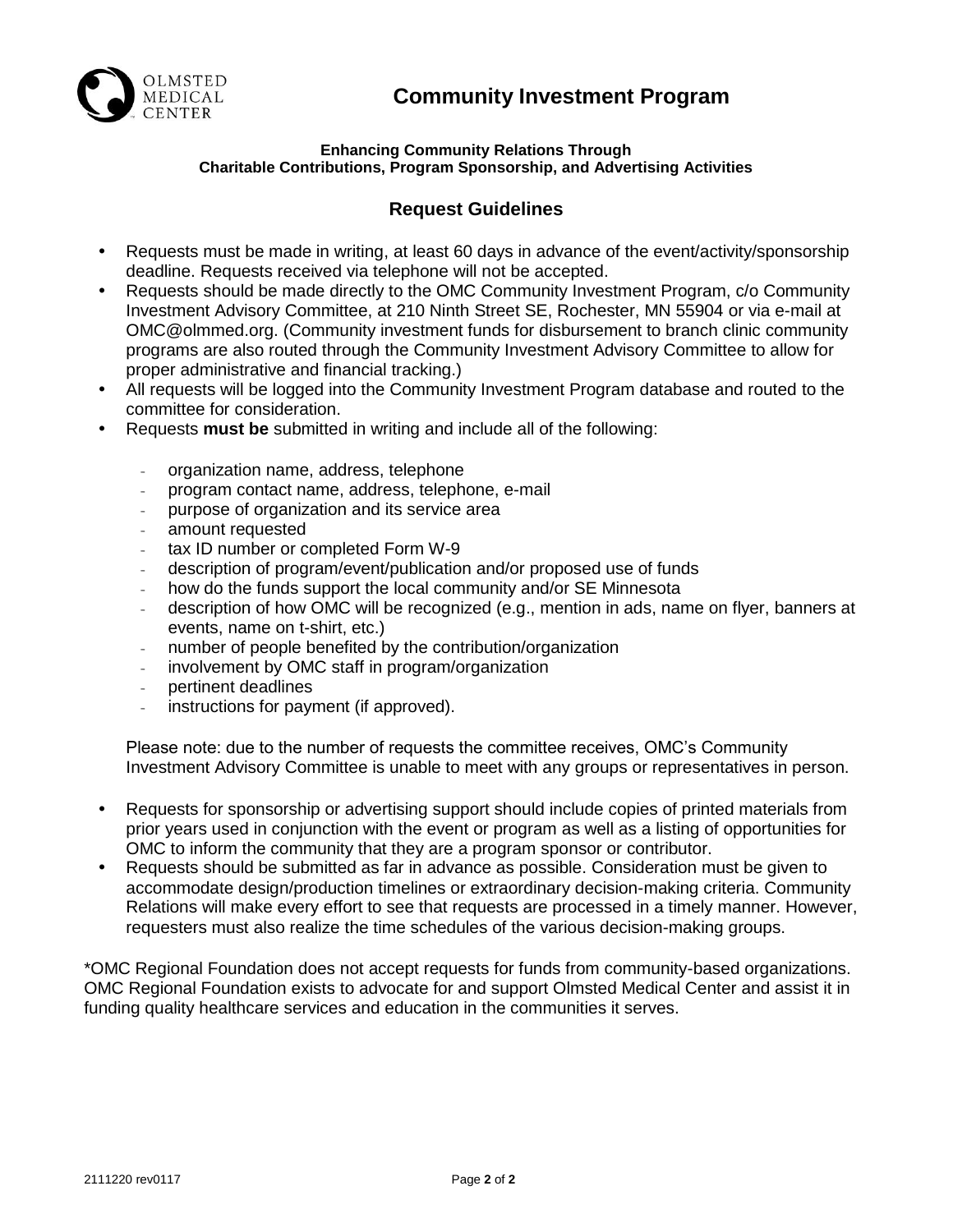OLMSTED MEDICAL CENTER

# Community Investment Program

**Enhancing Community Relations Through**
**Charitable Contributions, Program Sponsorship, and Advertising Activities**

## Request Guidelines

- Requests must be made in writing, at least 60 days in advance of the event/activity/sponsorship deadline. Requests received via telephone will not be accepted.
- Requests should be made directly to the OMC Community Investment Program, c/o Community Investment Advisory Committee, at 210 Ninth Street SE, Rochester, MN 55904 or via e-mail at OMC@olmmed.org. (Community investment funds for disbursement to branch clinic community programs are also routed through the Community Investment Advisory Committee to allow for proper administrative and financial tracking.)
- All requests will be logged into the Community Investment Program database and routed to the committee for consideration.
- Requests **must be** submitted in writing and include all of the following:
  - organization name, address, telephone
  - program contact name, address, telephone, e-mail
  - purpose of organization and its service area
  - amount requested
  - tax ID number or completed Form W-9
  - description of program/event/publication and/or proposed use of funds
  - how do the funds support the local community and/or SE Minnesota
  - description of how OMC will be recognized (e.g., mention in ads, name on flyer, banners at events, name on t-shirt, etc.)
  - number of people benefited by the contribution/organization
  - involvement by OMC staff in program/organization
  - pertinent deadlines
  - instructions for payment (if approved).

  Please note: due to the number of requests the committee receives, OMC's Community Investment Advisory Committee is unable to meet with any groups or representatives in person.

- Requests for sponsorship or advertising support should include copies of printed materials from prior years used in conjunction with the event or program as well as a listing of opportunities for OMC to inform the community that they are a program sponsor or contributor.
- Requests should be submitted as far in advance as possible. Consideration must be given to accommodate design/production timelines or extraordinary decision-making criteria. Community Relations will make every effort to see that requests are processed in a timely manner. However, requesters must also realize the time schedules of the various decision-making groups.

*OMC Regional Foundation does not accept requests for funds from community-based organizations. OMC Regional Foundation exists to advocate for and support Olmsted Medical Center and assist it in funding quality healthcare services and education in the communities it serves.

2111220 rev0117